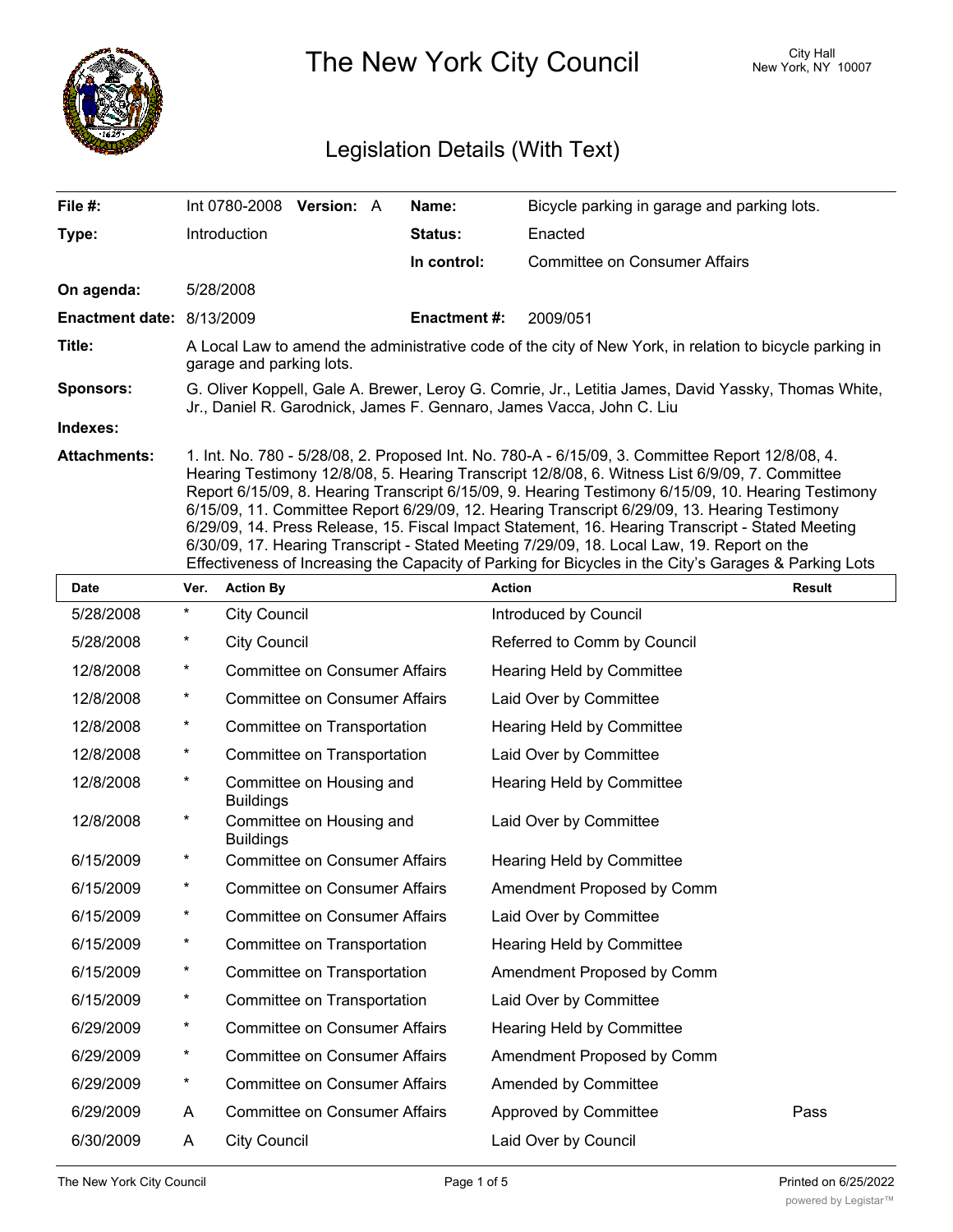# The New York City Council

City Hall
New York, NY 10007

## Legislation Details (With Text)

| | | | |
|---|---|---|---|
| **File #:** | Int 0780-2008 **Version:** A | **Name:** | Bicycle parking in garage and parking lots. |
| **Type:** | Introduction | **Status:** | Enacted |
| | | **In control:** | Committee on Consumer Affairs |
| **On agenda:** | 5/28/2008 | | |
| **Enactment date:** | 8/13/2009 | **Enactment #:** | 2009/051 |

**Title:** A Local Law to amend the administrative code of the city of New York, in relation to bicycle parking in garage and parking lots.

**Sponsors:** G. Oliver Koppell, Gale A. Brewer, Leroy G. Comrie, Jr., Letitia James, David Yassky, Thomas White, Jr., Daniel R. Garodnick, James F. Gennaro, James Vacca, John C. Liu

**Indexes:**

**Attachments:** 1. Int. No. 780 - 5/28/08, 2. Proposed Int. No. 780-A - 6/15/09, 3. Committee Report 12/8/08, 4. Hearing Testimony 12/8/08, 5. Hearing Transcript 12/8/08, 6. Witness List 6/9/09, 7. Committee Report 6/15/09, 8. Hearing Transcript 6/15/09, 9. Hearing Testimony 6/15/09, 10. Hearing Testimony 6/15/09, 11. Committee Report 6/29/09, 12. Hearing Transcript 6/29/09, 13. Hearing Testimony 6/29/09, 14. Press Release, 15. Fiscal Impact Statement, 16. Hearing Transcript - Stated Meeting 6/30/09, 17. Hearing Transcript - Stated Meeting 7/29/09, 18. Local Law, 19. Report on the Effectiveness of Increasing the Capacity of Parking for Bicycles in the City's Garages & Parking Lots

| Date | Ver. | Action By | Action | Result |
|---|---|---|---|---|
| 5/28/2008 | * | City Council | Introduced by Council | |
| 5/28/2008 | * | City Council | Referred to Comm by Council | |
| 12/8/2008 | * | Committee on Consumer Affairs | Hearing Held by Committee | |
| 12/8/2008 | * | Committee on Consumer Affairs | Laid Over by Committee | |
| 12/8/2008 | * | Committee on Transportation | Hearing Held by Committee | |
| 12/8/2008 | * | Committee on Transportation | Laid Over by Committee | |
| 12/8/2008 | * | Committee on Housing and Buildings | Hearing Held by Committee | |
| 12/8/2008 | * | Committee on Housing and Buildings | Laid Over by Committee | |
| 6/15/2009 | * | Committee on Consumer Affairs | Hearing Held by Committee | |
| 6/15/2009 | * | Committee on Consumer Affairs | Amendment Proposed by Comm | |
| 6/15/2009 | * | Committee on Consumer Affairs | Laid Over by Committee | |
| 6/15/2009 | * | Committee on Transportation | Hearing Held by Committee | |
| 6/15/2009 | * | Committee on Transportation | Amendment Proposed by Comm | |
| 6/15/2009 | * | Committee on Transportation | Laid Over by Committee | |
| 6/29/2009 | * | Committee on Consumer Affairs | Hearing Held by Committee | |
| 6/29/2009 | * | Committee on Consumer Affairs | Amendment Proposed by Comm | |
| 6/29/2009 | * | Committee on Consumer Affairs | Amended by Committee | |
| 6/29/2009 | A | Committee on Consumer Affairs | Approved by Committee | Pass |
| 6/30/2009 | A | City Council | Laid Over by Council | |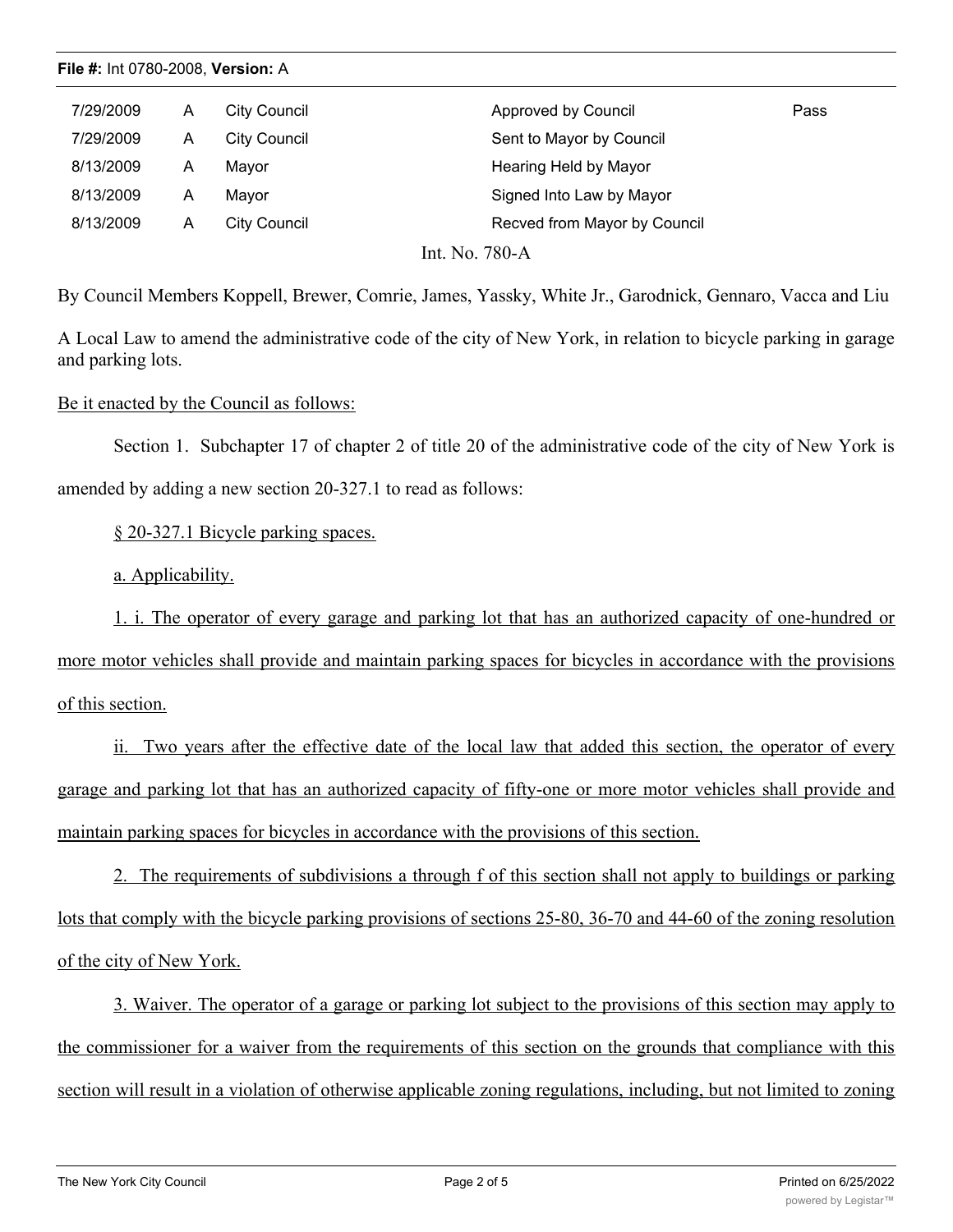| 7/29/2009 | A | City Council | Approved by Council | Pass |
|---|---|---|---|---|
| 7/29/2009 | A | City Council | Sent to Mayor by Council | |
| 8/13/2009 | A | Mayor | Hearing Held by Mayor | |
| 8/13/2009 | A | Mayor | Signed Into Law by Mayor | |
| 8/13/2009 | A | City Council | Recved from Mayor by Council | |

Int. No. 780-A

By Council Members Koppell, Brewer, Comrie, James, Yassky, White Jr., Garodnick, Gennaro, Vacca and Liu

A Local Law to amend the administrative code of the city of New York, in relation to bicycle parking in garage and parking lots.

Be it enacted by the Council as follows:

Section 1. Subchapter 17 of chapter 2 of title 20 of the administrative code of the city of New York is amended by adding a new section 20-327.1 to read as follows:

§ 20-327.1 Bicycle parking spaces.

a. Applicability.

1. i. The operator of every garage and parking lot that has an authorized capacity of one-hundred or more motor vehicles shall provide and maintain parking spaces for bicycles in accordance with the provisions of this section.

ii. Two years after the effective date of the local law that added this section, the operator of every garage and parking lot that has an authorized capacity of fifty-one or more motor vehicles shall provide and maintain parking spaces for bicycles in accordance with the provisions of this section.

2. The requirements of subdivisions a through f of this section shall not apply to buildings or parking lots that comply with the bicycle parking provisions of sections 25-80, 36-70 and 44-60 of the zoning resolution of the city of New York.

3. Waiver. The operator of a garage or parking lot subject to the provisions of this section may apply to the commissioner for a waiver from the requirements of this section on the grounds that compliance with this section will result in a violation of otherwise applicable zoning regulations, including, but not limited to zoning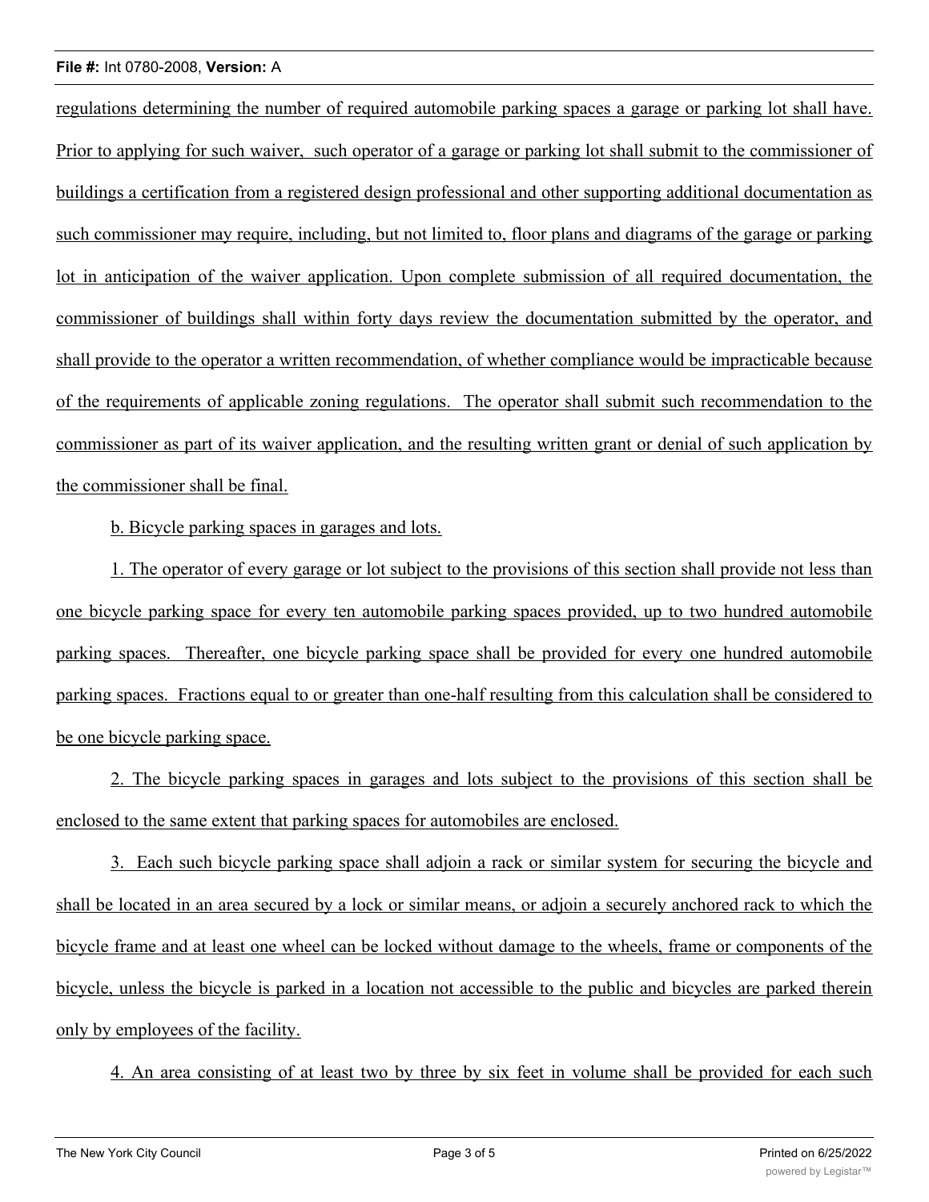regulations determining the number of required automobile parking spaces a garage or parking lot shall have. Prior to applying for such waiver, such operator of a garage or parking lot shall submit to the commissioner of buildings a certification from a registered design professional and other supporting additional documentation as such commissioner may require, including, but not limited to, floor plans and diagrams of the garage or parking lot in anticipation of the waiver application. Upon complete submission of all required documentation, the commissioner of buildings shall within forty days review the documentation submitted by the operator, and shall provide to the operator a written recommendation, of whether compliance would be impracticable because of the requirements of applicable zoning regulations. The operator shall submit such recommendation to the commissioner as part of its waiver application, and the resulting written grant or denial of such application by the commissioner shall be final.

b. Bicycle parking spaces in garages and lots.

1. The operator of every garage or lot subject to the provisions of this section shall provide not less than one bicycle parking space for every ten automobile parking spaces provided, up to two hundred automobile parking spaces. Thereafter, one bicycle parking space shall be provided for every one hundred automobile parking spaces. Fractions equal to or greater than one-half resulting from this calculation shall be considered to be one bicycle parking space.

2. The bicycle parking spaces in garages and lots subject to the provisions of this section shall be enclosed to the same extent that parking spaces for automobiles are enclosed.

3. Each such bicycle parking space shall adjoin a rack or similar system for securing the bicycle and shall be located in an area secured by a lock or similar means, or adjoin a securely anchored rack to which the bicycle frame and at least one wheel can be locked without damage to the wheels, frame or components of the bicycle, unless the bicycle is parked in a location not accessible to the public and bicycles are parked therein only by employees of the facility.

4. An area consisting of at least two by three by six feet in volume shall be provided for each such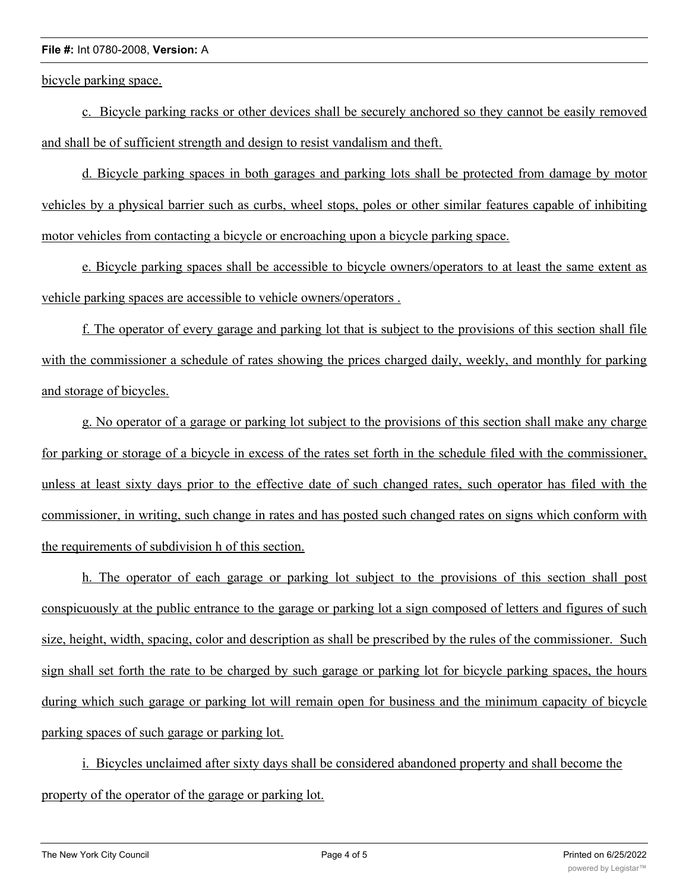bicycle parking space.

c. Bicycle parking racks or other devices shall be securely anchored so they cannot be easily removed and shall be of sufficient strength and design to resist vandalism and theft.

d. Bicycle parking spaces in both garages and parking lots shall be protected from damage by motor vehicles by a physical barrier such as curbs, wheel stops, poles or other similar features capable of inhibiting motor vehicles from contacting a bicycle or encroaching upon a bicycle parking space.

e. Bicycle parking spaces shall be accessible to bicycle owners/operators to at least the same extent as vehicle parking spaces are accessible to vehicle owners/operators .

f. The operator of every garage and parking lot that is subject to the provisions of this section shall file with the commissioner a schedule of rates showing the prices charged daily, weekly, and monthly for parking and storage of bicycles.

g. No operator of a garage or parking lot subject to the provisions of this section shall make any charge for parking or storage of a bicycle in excess of the rates set forth in the schedule filed with the commissioner, unless at least sixty days prior to the effective date of such changed rates, such operator has filed with the commissioner, in writing, such change in rates and has posted such changed rates on signs which conform with the requirements of subdivision h of this section.

h. The operator of each garage or parking lot subject to the provisions of this section shall post conspicuously at the public entrance to the garage or parking lot a sign composed of letters and figures of such size, height, width, spacing, color and description as shall be prescribed by the rules of the commissioner. Such sign shall set forth the rate to be charged by such garage or parking lot for bicycle parking spaces, the hours during which such garage or parking lot will remain open for business and the minimum capacity of bicycle parking spaces of such garage or parking lot.

i. Bicycles unclaimed after sixty days shall be considered abandoned property and shall become the property of the operator of the garage or parking lot.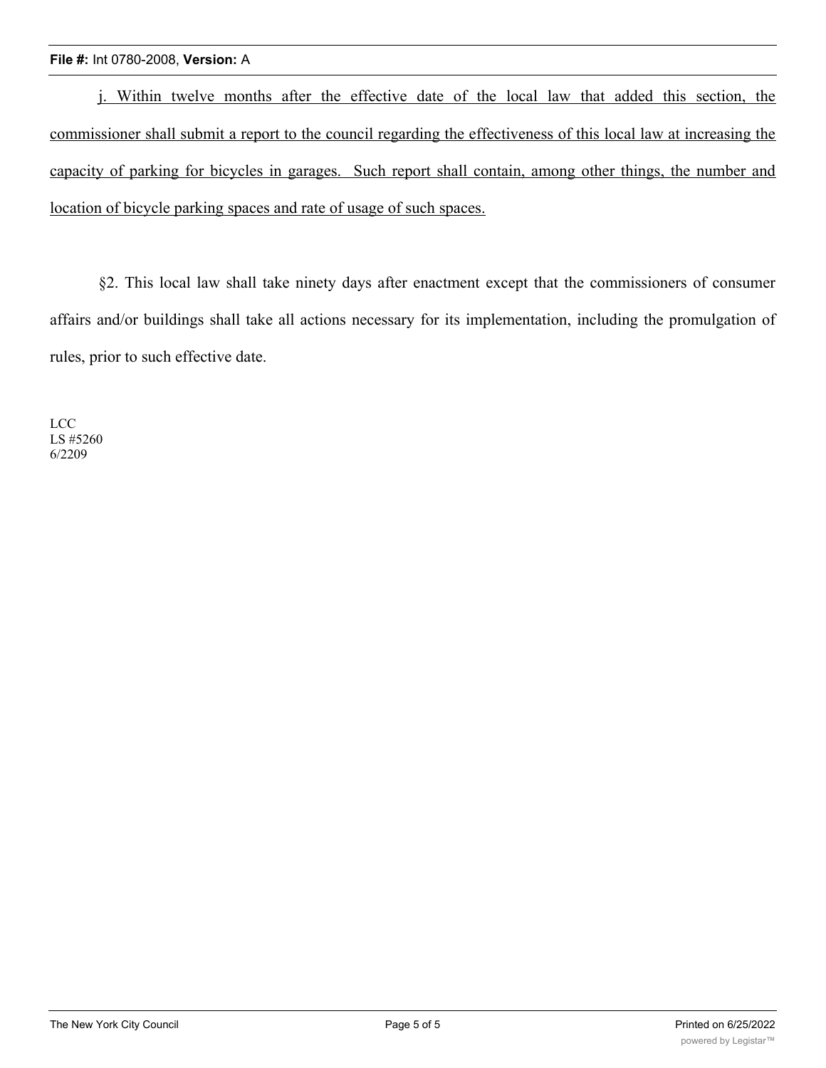j. Within twelve months after the effective date of the local law that added this section, the commissioner shall submit a report to the council regarding the effectiveness of this local law at increasing the capacity of parking for bicycles in garages. Such report shall contain, among other things, the number and location of bicycle parking spaces and rate of usage of such spaces.

§2. This local law shall take ninety days after enactment except that the commissioners of consumer affairs and/or buildings shall take all actions necessary for its implementation, including the promulgation of rules, prior to such effective date.

LCC
LS #5260
6/2209